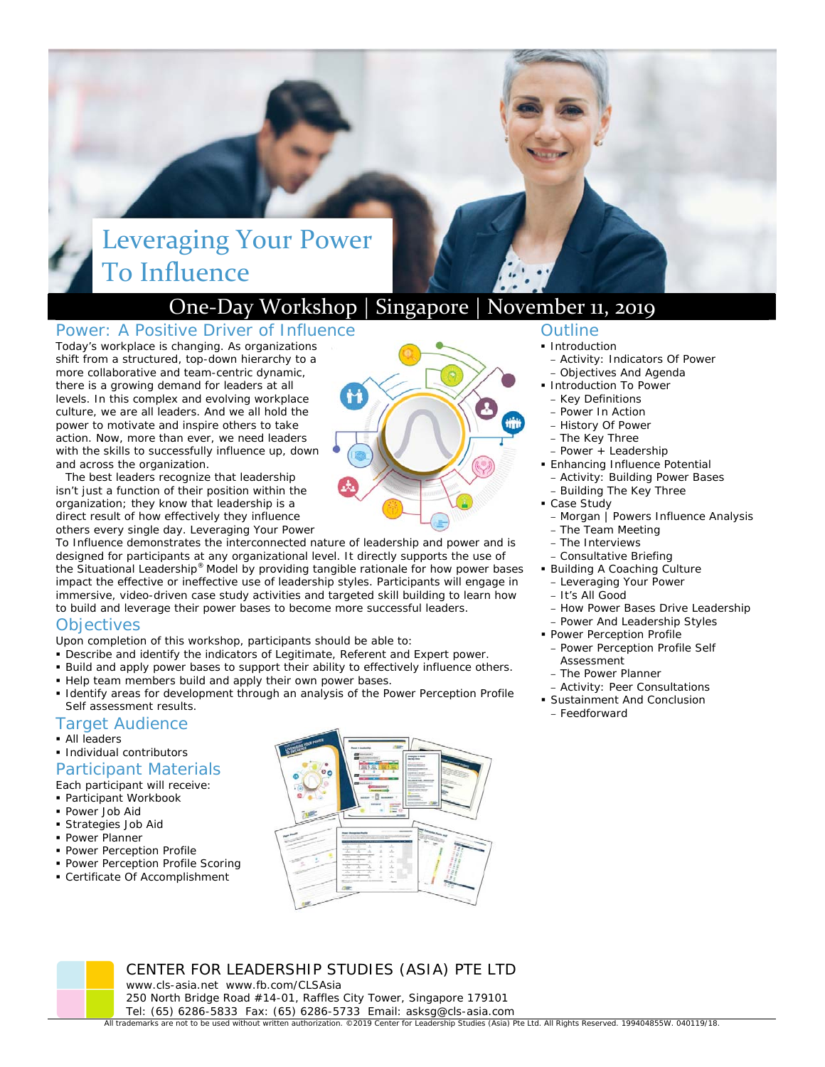# Leveraging Your Power To Influence

## One-Day Workshop | Singapore | November 11, 2019

## Power: A Positive Driver of Influence

Today's workplace is changing. As organizations shift from a structured, top-down hierarchy to a more collaborative and team-centric dynamic, there is a growing demand for leaders at all levels. In this complex and evolving workplace culture, we are all leaders. And we all hold the power to motivate and inspire others to take action. Now, more than ever, we need leaders with the skills to successfully influence up, down and across the organization.

The best leaders recognize that leadership isn't just a function of their position within the organization; they know that leadership is a direct result of how effectively they influence others every single day. Leveraging Your Power To Influence demonstrates the interconnected nature of leadership and power and is designed for participants at any organizational level. It directly supports the use of the Situational Leadership® Model by providing tangible rationale for how power bases impact the effective or ineffective use of leadership styles. Participants will engage in immersive, video-driven case study activities and targeted skill building to learn how to build and leverage their power bases to become more successful leaders.

## Objectives

Upon completion of this workshop, participants should be able to:

- Describe and identify the indicators of Legitimate, Referent and Expert power.
- Build and apply power bases to support their ability to effectively influence others.
- Help team members build and apply their own power bases.
- Identify areas for development through an analysis of the Power Perception Profile Self assessment results.

## Target Audience

- All leaders
- Individual contributors

## Participant Materials

Each participant will receive:

- Participant Workbook
- Power Job Aid
- Strategies Job Aid
- Power Planner
- Power Perception Profile
- Power Perception Profile Scoring
- Certificate Of Accomplishment

## Outline

- Introduction
  - Activity: Indicators Of Power
  - Objectives And Agenda
- Introduction To Power
  - Key Definitions
  - Power In Action
  - History Of Power
  - The Key Three
  - Power + Leadership
- Enhancing Influence Potential
  - Activity: Building Power Bases
  - Building The Key Three
- Case Study
  - Morgan | Powers Influence Analysis
  - The Team Meeting
  - The Interviews
  - Consultative Briefing
- Building A Coaching Culture
  - Leveraging Your Power
  - It's All Good
  - How Power Bases Drive Leadership
  - Power And Leadership Styles
- Power Perception Profile
  - Power Perception Profile Self Assessment
  - The Power Planner
  - Activity: Peer Consultations
- Sustainment And Conclusion
  - Feedforward

CENTER FOR LEADERSHIP STUDIES (ASIA) PTE LTD
www.cls-asia.net www.fb.com/CLSAsia
250 North Bridge Road #14-01, Raffles City Tower, Singapore 179101
Tel: (65) 6286-5833 Fax: (65) 6286-5733 Email: asksg@cls-asia.com

All trademarks are not to be used without written authorization. ©2019 Center for Leadership Studies (Asia) Pte Ltd. All Rights Reserved. 199404855W. 040119/18.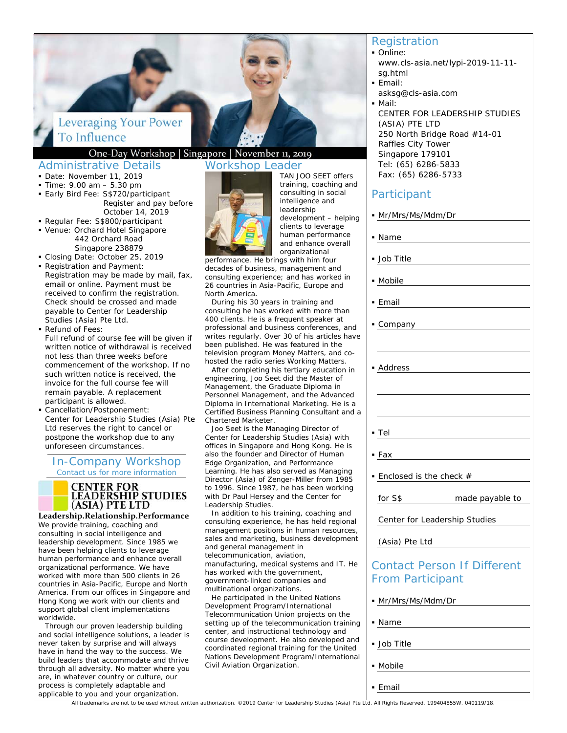# Leveraging Your Power To Influence

One-Day Workshop | Singapore | November 11, 2019

## Administrative Details

- Date: November 11, 2019
- Time: 9.00 am – 5.30 pm
- Early Bird Fee: S$720/participant
  Register and pay before October 14, 2019
- Regular Fee: S$800/participant
- Venue: Orchard Hotel Singapore
  442 Orchard Road
  Singapore 238879
- Closing Date: October 25, 2019
- Registration and Payment:
  Registration may be made by mail, fax, email or online. Payment must be received to confirm the registration. Check should be crossed and made payable to Center for Leadership Studies (Asia) Pte Ltd.
- Refund of Fees:
  Full refund of course fee will be given if written notice of withdrawal is received not less than three weeks before commencement of the workshop. If no such written notice is received, the invoice for the full course fee will remain payable. A replacement participant is allowed.
- Cancellation/Postponement:
  Center for Leadership Studies (Asia) Pte Ltd reserves the right to cancel or postpone the workshop due to any unforeseen circumstances.

## In-Company Workshop

Contact us for more information

**CENTER FOR LEADERSHIP STUDIES (ASIA) PTE LTD**

**Leadership.Relationship.Performance**

We provide training, coaching and consulting in social intelligence and leadership development. Since 1985 we have been helping clients to leverage human performance and enhance overall organizational performance. We have worked with more than 500 clients in 26 countries in Asia-Pacific, Europe and North America. From our offices in Singapore and Hong Kong we work with our clients and support global client implementations worldwide.

Through our proven leadership building and social intelligence solutions, a leader is never taken by surprise and will always have in hand the way to the success. We build leaders that accommodate and thrive through all adversity. No matter where you are, in whatever country or culture, our process is completely adaptable and applicable to you and your organization.

## Workshop Leader

TAN JOO SEET offers training, coaching and consulting in social intelligence and leadership development – helping clients to leverage human performance and enhance overall organizational performance. He brings with him four decades of business, management and consulting experience; and has worked in 26 countries in Asia-Pacific, Europe and North America.

During his 30 years in training and consulting he has worked with more than 400 clients. He is a frequent speaker at professional and business conferences, and writes regularly. Over 30 of his articles have been published. He was featured in the television program Money Matters, and co-hosted the radio series Working Matters.

After completing his tertiary education in engineering, Joo Seet did the Master of Management, the Graduate Diploma in Personnel Management, and the Advanced Diploma in International Marketing. He is a Certified Business Planning Consultant and a Chartered Marketer.

Joo Seet is the Managing Director of Center for Leadership Studies (Asia) with offices in Singapore and Hong Kong. He is also the founder and Director of Human Edge Organization, and Performance Learning. He has also served as Managing Director (Asia) of Zenger-Miller from 1985 to 1996. Since 1987, he has been working with Dr Paul Hersey and the Center for Leadership Studies.

In addition to his training, coaching and consulting experience, he has held regional management positions in human resources, sales and marketing, business development and general management in telecommunication, aviation, manufacturing, medical systems and IT. He has worked with the government, government-linked companies and multinational organizations.

He participated in the United Nations Development Program/International Telecommunication Union projects on the setting up of the telecommunication training center, and instructional technology and course development. He also developed and coordinated regional training for the United Nations Development Program/International Civil Aviation Organization.

## Registration

- Online:
  www.cls-asia.net/lypi-2019-11-11-sg.html
- Email:
  asksg@cls-asia.com
- Mail:
  CENTER FOR LEADERSHIP STUDIES (ASIA) PTE LTD
  250 North Bridge Road #14-01
  Raffles City Tower
  Singapore 179101
  Tel: (65) 6286-5833
  Fax: (65) 6286-5733

## Participant

- Mr/Mrs/Ms/Mdm/Dr ______________________
- Name ______________________
- Job Title ______________________
- Mobile ______________________
- Email ______________________
- Company ______________________

  ______________________
- Address ______________________

  ______________________

  ______________________
- Tel ______________________
- Fax ______________________
- Enclosed is the check # ______________________

  for S$ ____________ made payable to

  Center for Leadership Studies

  (Asia) Pte Ltd

## Contact Person If Different From Participant

- Mr/Mrs/Ms/Mdm/Dr ______________________
- Name ______________________
- Job Title ______________________
- Mobile ______________________
- Email ______________________

All trademarks are not to be used without written authorization. ©2019 Center for Leadership Studies (Asia) Pte Ltd. All Rights Reserved. 199404855W. 040119/18.